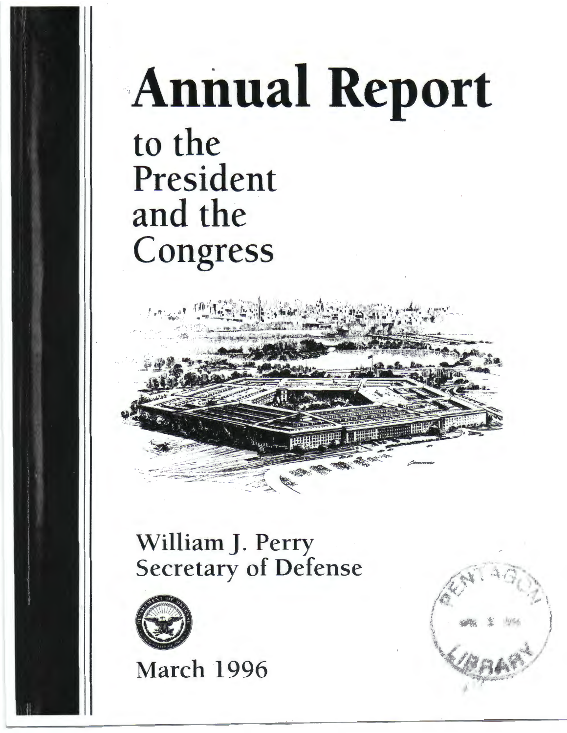# Annual Report

## to the President and the Congress

William J. Perry
Secretary of Defense

March 1996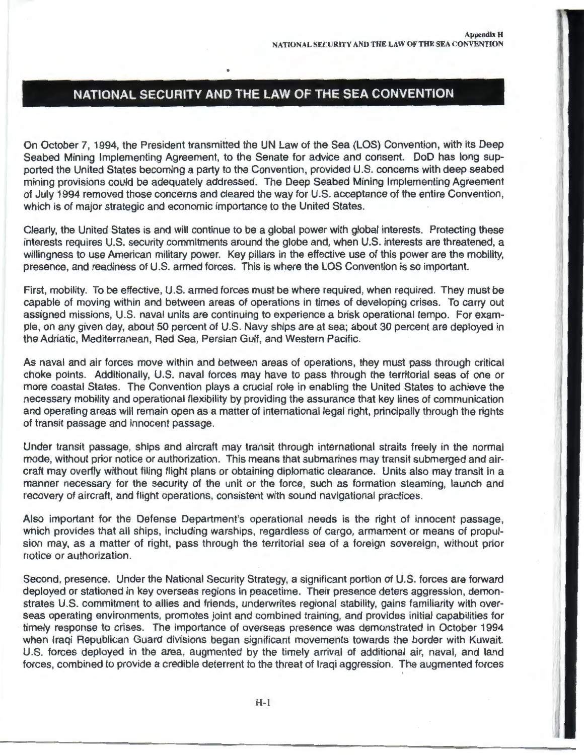# NATIONAL SECURITY AND THE LAW OF THE SEA CONVENTION

On October 7, 1994, the President transmitted the UN Law of the Sea (LOS) Convention, with its Deep Seabed Mining Implementing Agreement, to the Senate for advice and consent. DoD has long supported the United States becoming a party to the Convention, provided U.S. concerns with deep seabed mining provisions could be adequately addressed. The Deep Seabed Mining Implementing Agreement of July 1994 removed those concerns and cleared the way for U.S. acceptance of the entire Convention, which is of major strategic and economic importance to the United States.

Clearly, the United States is and will continue to be a global power with global interests. Protecting these interests requires U.S. security commitments around the globe and, when U.S. interests are threatened, a willingness to use American military power. Key pillars in the effective use of this power are the mobility, presence, and readiness of U.S. armed forces. This is where the LOS Convention is so important.

First, mobility. To be effective, U.S. armed forces must be where required, when required. They must be capable of moving within and between areas of operations in times of developing crises. To carry out assigned missions, U.S. naval units are continuing to experience a brisk operational tempo. For example, on any given day, about 50 percent of U.S. Navy ships are at sea; about 30 percent are deployed in the Adriatic, Mediterranean, Red Sea, Persian Gulf, and Western Pacific.

As naval and air forces move within and between areas of operations, they must pass through critical choke points. Additionally, U.S. naval forces may have to pass through the territorial seas of one or more coastal States. The Convention plays a crucial role in enabling the United States to achieve the necessary mobility and operational flexibility by providing the assurance that key lines of communication and operating areas will remain open as a matter of international legal right, principally through the rights of transit passage and innocent passage.

Under transit passage, ships and aircraft may transit through international straits freely in the normal mode, without prior notice or authorization. This means that submarines may transit submerged and aircraft may overfly without filing flight plans or obtaining diplomatic clearance. Units also may transit in a manner necessary for the security of the unit or the force, such as formation steaming, launch and recovery of aircraft, and flight operations, consistent with sound navigational practices.

Also important for the Defense Department's operational needs is the right of innocent passage, which provides that all ships, including warships, regardless of cargo, armament or means of propulsion may, as a matter of right, pass through the territorial sea of a foreign sovereign, without prior notice or authorization.

Second, presence. Under the National Security Strategy, a significant portion of U.S. forces are forward deployed or stationed in key overseas regions in peacetime. Their presence deters aggression, demonstrates U.S. commitment to allies and friends, underwrites regional stability, gains familiarity with overseas operating environments, promotes joint and combined training, and provides initial capabilities for timely response to crises. The importance of overseas presence was demonstrated in October 1994 when Iraqi Republican Guard divisions began significant movements towards the border with Kuwait. U.S. forces deployed in the area, augmented by the timely arrival of additional air, naval, and land forces, combined to provide a credible deterrent to the threat of Iraqi aggression. The augmented forces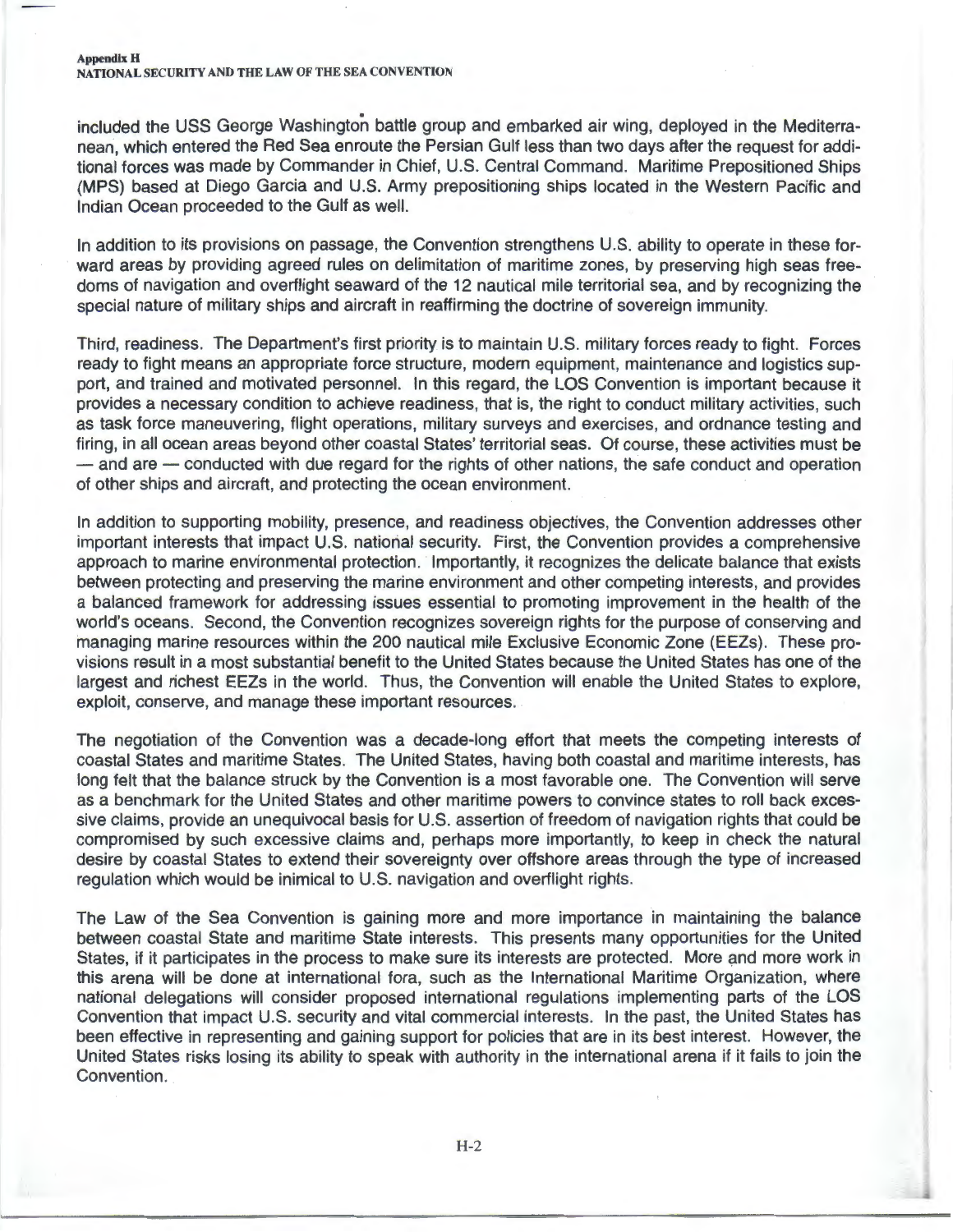included the USS George Washington battle group and embarked air wing, deployed in the Mediterranean, which entered the Red Sea enroute the Persian Gulf less than two days after the request for additional forces was made by Commander in Chief, U.S. Central Command. Maritime Prepositioned Ships (MPS) based at Diego Garcia and U.S. Army prepositioning ships located in the Western Pacific and Indian Ocean proceeded to the Gulf as well.

In addition to its provisions on passage, the Convention strengthens U.S. ability to operate in these forward areas by providing agreed rules on delimitation of maritime zones, by preserving high seas freedoms of navigation and overflight seaward of the 12 nautical mile territorial sea, and by recognizing the special nature of military ships and aircraft in reaffirming the doctrine of sovereign immunity.

Third, readiness. The Department's first priority is to maintain U.S. military forces ready to fight. Forces ready to fight means an appropriate force structure, modern equipment, maintenance and logistics support, and trained and motivated personnel. In this regard, the LOS Convention is important because it provides a necessary condition to achieve readiness, that is, the right to conduct military activities, such as task force maneuvering, flight operations, military surveys and exercises, and ordnance testing and firing, in all ocean areas beyond other coastal States' territorial seas. Of course, these activities must be — and are — conducted with due regard for the rights of other nations, the safe conduct and operation of other ships and aircraft, and protecting the ocean environment.

In addition to supporting mobility, presence, and readiness objectives, the Convention addresses other important interests that impact U.S. national security. First, the Convention provides a comprehensive approach to marine environmental protection. Importantly, it recognizes the delicate balance that exists between protecting and preserving the marine environment and other competing interests, and provides a balanced framework for addressing issues essential to promoting improvement in the health of the world's oceans. Second, the Convention recognizes sovereign rights for the purpose of conserving and managing marine resources within the 200 nautical mile Exclusive Economic Zone (EEZs). These provisions result in a most substantial benefit to the United States because the United States has one of the largest and richest EEZs in the world. Thus, the Convention will enable the United States to explore, exploit, conserve, and manage these important resources.

The negotiation of the Convention was a decade-long effort that meets the competing interests of coastal States and maritime States. The United States, having both coastal and maritime interests, has long felt that the balance struck by the Convention is a most favorable one. The Convention will serve as a benchmark for the United States and other maritime powers to convince states to roll back excessive claims, provide an unequivocal basis for U.S. assertion of freedom of navigation rights that could be compromised by such excessive claims and, perhaps more importantly, to keep in check the natural desire by coastal States to extend their sovereignty over offshore areas through the type of increased regulation which would be inimical to U.S. navigation and overflight rights.

The Law of the Sea Convention is gaining more and more importance in maintaining the balance between coastal State and maritime State interests. This presents many opportunities for the United States, if it participates in the process to make sure its interests are protected. More and more work in this arena will be done at international fora, such as the International Maritime Organization, where national delegations will consider proposed international regulations implementing parts of the LOS Convention that impact U.S. security and vital commercial interests. In the past, the United States has been effective in representing and gaining support for policies that are in its best interest. However, the United States risks losing its ability to speak with authority in the international arena if it fails to join the Convention.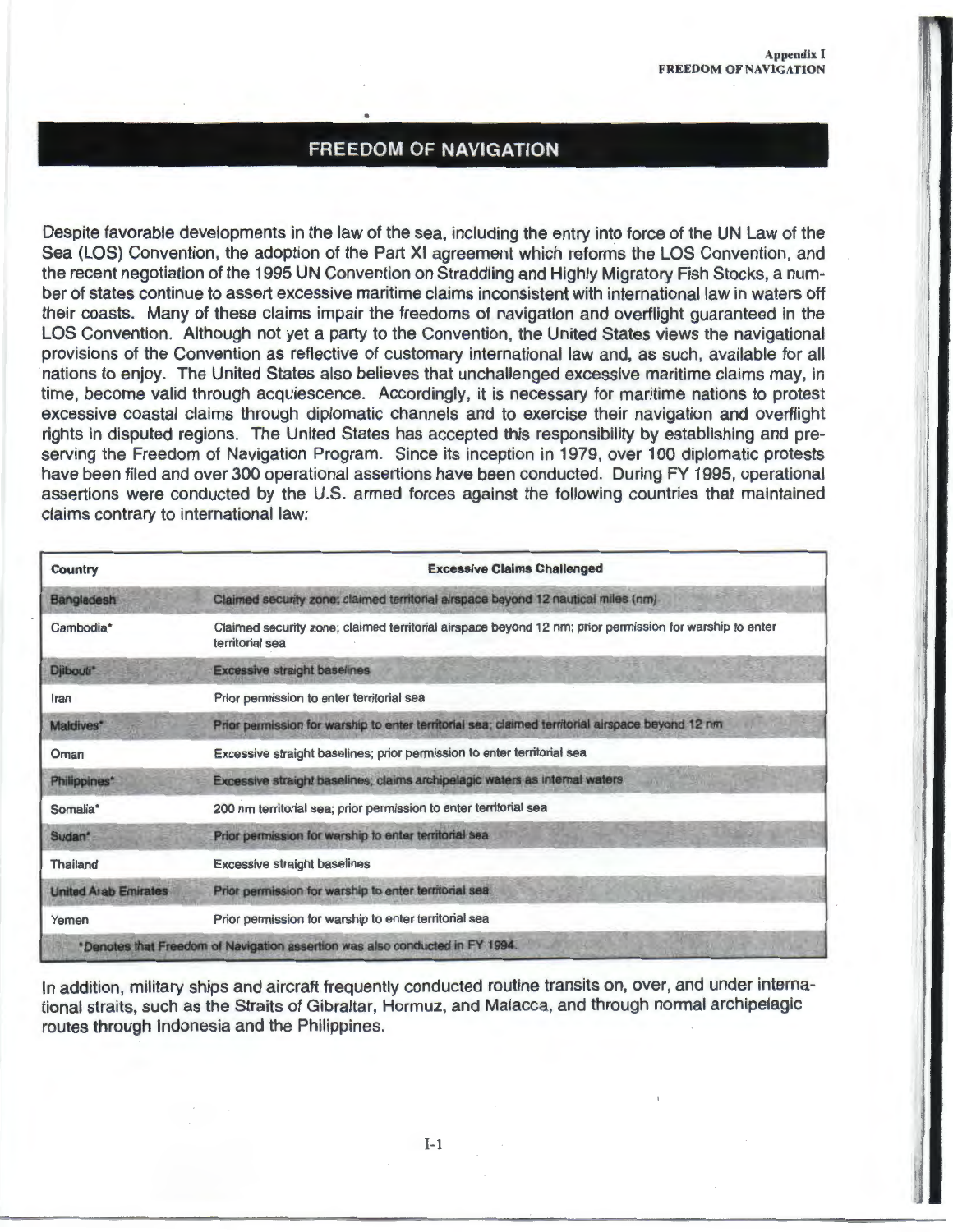## FREEDOM OF NAVIGATION

Despite favorable developments in the law of the sea, including the entry into force of the UN Law of the Sea (LOS) Convention, the adoption of the Part XI agreement which reforms the LOS Convention, and the recent negotiation of the 1995 UN Convention on Straddling and Highly Migratory Fish Stocks, a number of states continue to assert excessive maritime claims inconsistent with international law in waters off their coasts. Many of these claims impair the freedoms of navigation and overflight guaranteed in the LOS Convention. Although not yet a party to the Convention, the United States views the navigational provisions of the Convention as reflective of customary international law and, as such, available for all nations to enjoy. The United States also believes that unchallenged excessive maritime claims may, in time, become valid through acquiescence. Accordingly, it is necessary for maritime nations to protest excessive coastal claims through diplomatic channels and to exercise their navigation and overflight rights in disputed regions. The United States has accepted this responsibility by establishing and preserving the Freedom of Navigation Program. Since its inception in 1979, over 100 diplomatic protests have been filed and over 300 operational assertions have been conducted. During FY 1995, operational assertions were conducted by the U.S. armed forces against the following countries that maintained claims contrary to international law:

| Country | Excessive Claims Challenged |
|---|---|
| Bangladesh | Claimed security zone; claimed territorial airspace beyond 12 nautical miles (nm) |
| Cambodia* | Claimed security zone; claimed territorial airspace beyond 12 nm; prior permission for warship to enter territorial sea |
| Djibouti* | Excessive straight baselines |
| Iran | Prior permission to enter territorial sea |
| Maldives* | Prior permission for warship to enter territorial sea; claimed territorial airspace beyond 12 nm |
| Oman | Excessive straight baselines; prior permission to enter territorial sea |
| Philippines* | Excessive straight baselines; claims archipelagic waters as internal waters |
| Somalia* | 200 nm territorial sea; prior permission to enter territorial sea |
| Sudan* | Prior permission for warship to enter territorial sea |
| Thailand | Excessive straight baselines |
| United Arab Emirates | Prior permission for warship to enter territorial sea |
| Yemen | Prior permission for warship to enter territorial sea |

*Denotes that Freedom of Navigation assertion was also conducted in FY 1994.

In addition, military ships and aircraft frequently conducted routine transits on, over, and under international straits, such as the Straits of Gibraltar, Hormuz, and Malacca, and through normal archipelagic routes through Indonesia and the Philippines.